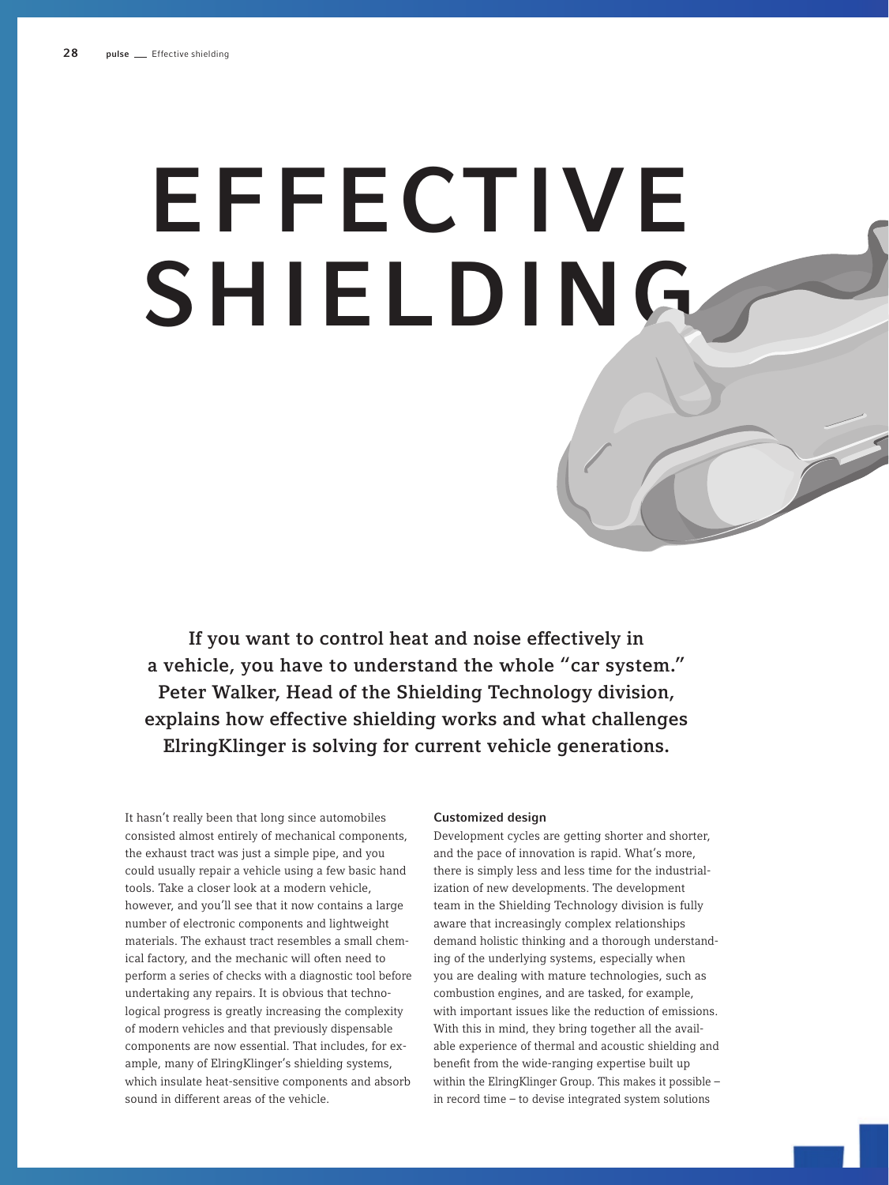# EFFECTIVE SHIELDING

**If you want to control heat and noise effectively in a vehicle, you have to understand the whole "car system." Peter Walker, Head of the Shielding Technology division, explains how effective shielding works and what challenges ElringKlinger is solving for current vehicle generations.**

It hasn't really been that long since automobiles consisted almost entirely of mechanical components, the exhaust tract was just a simple pipe, and you could usually repair a vehicle using a few basic hand tools. Take a closer look at a modern vehicle, however, and you'll see that it now contains a large number of electronic components and lightweight materials. The exhaust tract resembles a small chemical factory, and the mechanic will often need to perform a series of checks with a diagnostic tool before undertaking any repairs. It is obvious that technological progress is greatly increasing the complexity of modern vehicles and that previously dispensable components are now essential. That includes, for example, many of ElringKlinger's shielding systems, which insulate heat-sensitive components and absorb sound in different areas of the vehicle.

### Customized design

Development cycles are getting shorter and shorter, and the pace of innovation is rapid. What's more, there is simply less and less time for the industrialization of new developments. The development team in the Shielding Technology division is fully aware that increasingly complex relationships demand holistic thinking and a thorough understanding of the underlying systems, especially when you are dealing with mature technologies, such as combustion engines, and are tasked, for example, with important issues like the reduction of emissions. With this in mind, they bring together all the available experience of thermal and acoustic shielding and benefit from the wide-ranging expertise built up within the ElringKlinger Group. This makes it possible – in record time – to devise integrated system solutions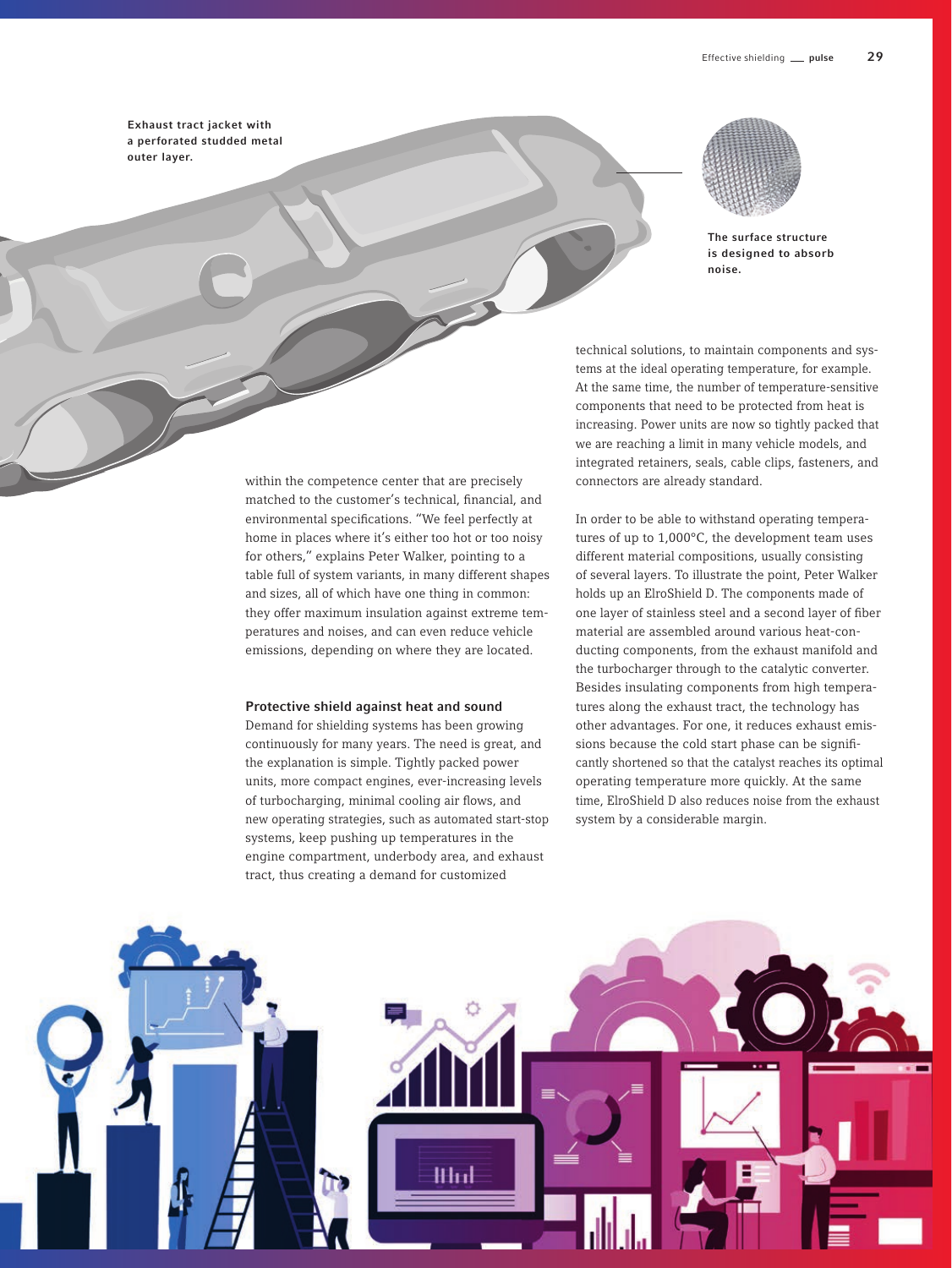Exhaust tract jacket with a perforated studded metal outer layer.

The surface structure is designed to absorb noise.

within the competence center that are precisely matched to the customer's technical, financial, and environmental specifications. "We feel perfectly at home in places where it's either too hot or too noisy for others," explains Peter Walker, pointing to a table full of system variants, in many different shapes and sizes, all of which have one thing in common: they offer maximum insulation against extreme temperatures and noises, and can even reduce vehicle emissions, depending on where they are located.

### Protective shield against heat and sound

Demand for shielding systems has been growing continuously for many years. The need is great, and the explanation is simple. Tightly packed power units, more compact engines, ever-increasing levels of turbocharging, minimal cooling air flows, and new operating strategies, such as automated start-stop systems, keep pushing up temperatures in the engine compartment, underbody area, and exhaust tract, thus creating a demand for customized technical solutions, to maintain components and systems at the ideal operating temperature, for example. At the same time, the number of temperature-sensitive components that need to be protected from heat is increasing. Power units are now so tightly packed that we are reaching a limit in many vehicle models, and integrated retainers, seals, cable clips, fasteners, and connectors are already standard.

In order to be able to withstand operating temperatures of up to 1,000°C, the development team uses different material compositions, usually consisting of several layers. To illustrate the point, Peter Walker holds up an ElroShield D. The components made of one layer of stainless steel and a second layer of fiber material are assembled around various heat-conducting components, from the exhaust manifold and the turbocharger through to the catalytic converter. Besides insulating components from high temperatures along the exhaust tract, the technology has other advantages. For one, it reduces exhaust emissions because the cold start phase can be significantly shortened so that the catalyst reaches its optimal operating temperature more quickly. At the same time, ElroShield D also reduces noise from the exhaust system by a considerable margin.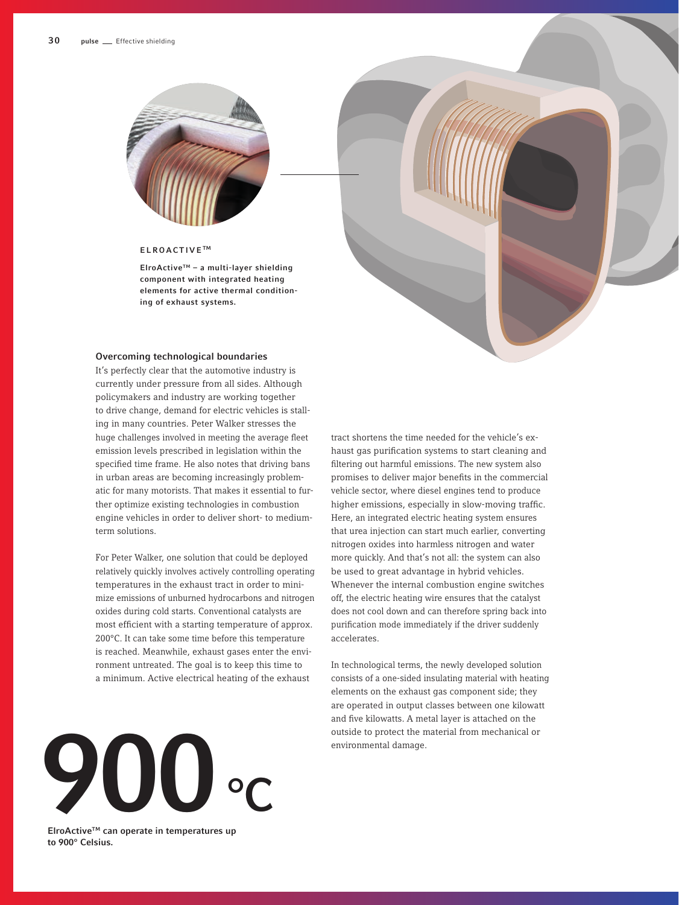**ELROACTIVE™**

**ElroActive™ – a multi-layer shielding component with integrated heating elements for active thermal conditioning of exhaust systems.**

### Overcoming technological boundaries

It's perfectly clear that the automotive industry is currently under pressure from all sides. Although policymakers and industry are working together to drive change, demand for electric vehicles is stalling in many countries. Peter Walker stresses the huge challenges involved in meeting the average fleet emission levels prescribed in legislation within the specified time frame. He also notes that driving bans in urban areas are becoming increasingly problematic for many motorists. That makes it essential to further optimize existing technologies in combustion engine vehicles in order to deliver short- to medium-term solutions.

For Peter Walker, one solution that could be deployed relatively quickly involves actively controlling operating temperatures in the exhaust tract in order to minimize emissions of unburned hydrocarbons and nitrogen oxides during cold starts. Conventional catalysts are most efficient with a starting temperature of approx. 200°C. It can take some time before this temperature is reached. Meanwhile, exhaust gases enter the environment untreated. The goal is to keep this time to a minimum. Active electrical heating of the exhaust tract shortens the time needed for the vehicle's exhaust gas purification systems to start cleaning and filtering out harmful emissions. The new system also promises to deliver major benefits in the commercial vehicle sector, where diesel engines tend to produce higher emissions, especially in slow-moving traffic. Here, an integrated electric heating system ensures that urea injection can start much earlier, converting nitrogen oxides into harmless nitrogen and water more quickly. And that's not all: the system can also be used to great advantage in hybrid vehicles. Whenever the internal combustion engine switches off, the electric heating wire ensures that the catalyst does not cool down and can therefore spring back into purification mode immediately if the driver suddenly accelerates.

In technological terms, the newly developed solution consists of a one-sided insulating material with heating elements on the exhaust gas component side; they are operated in output classes between one kilowatt and five kilowatts. A metal layer is attached on the outside to protect the material from mechanical or environmental damage.

# 900 °C

**ElroActive™ can operate in temperatures up to 900° Celsius.**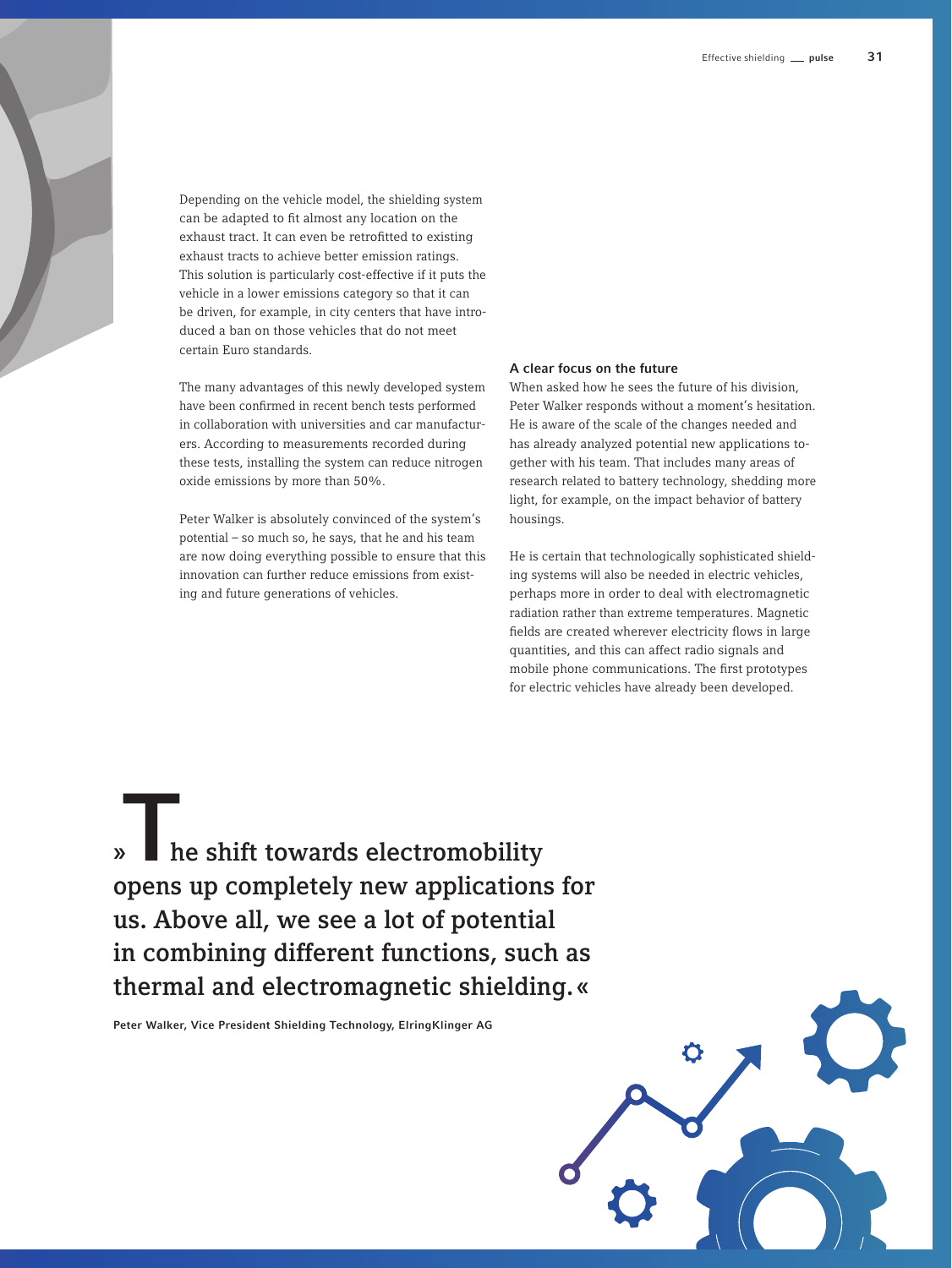Depending on the vehicle model, the shielding system can be adapted to fit almost any location on the exhaust tract. It can even be retrofitted to existing exhaust tracts to achieve better emission ratings. This solution is particularly cost-effective if it puts the vehicle in a lower emissions category so that it can be driven, for example, in city centers that have introduced a ban on those vehicles that do not meet certain Euro standards.

The many advantages of this newly developed system have been confirmed in recent bench tests performed in collaboration with universities and car manufacturers. According to measurements recorded during these tests, installing the system can reduce nitrogen oxide emissions by more than 50%.

Peter Walker is absolutely convinced of the system's potential – so much so, he says, that he and his team are now doing everything possible to ensure that this innovation can further reduce emissions from existing and future generations of vehicles.

### A clear focus on the future

When asked how he sees the future of his division, Peter Walker responds without a moment's hesitation. He is aware of the scale of the changes needed and has already analyzed potential new applications together with his team. That includes many areas of research related to battery technology, shedding more light, for example, on the impact behavior of battery housings.

He is certain that technologically sophisticated shielding systems will also be needed in electric vehicles, perhaps more in order to deal with electromagnetic radiation rather than extreme temperatures. Magnetic fields are created wherever electricity flows in large quantities, and this can affect radio signals and mobile phone communications. The first prototypes for electric vehicles have already been developed.

**» The shift towards electromobility opens up completely new applications for us. Above all, we see a lot of potential in combining different functions, such as thermal and electromagnetic shielding. «**

**Peter Walker, Vice President Shielding Technology, ElringKlinger AG**